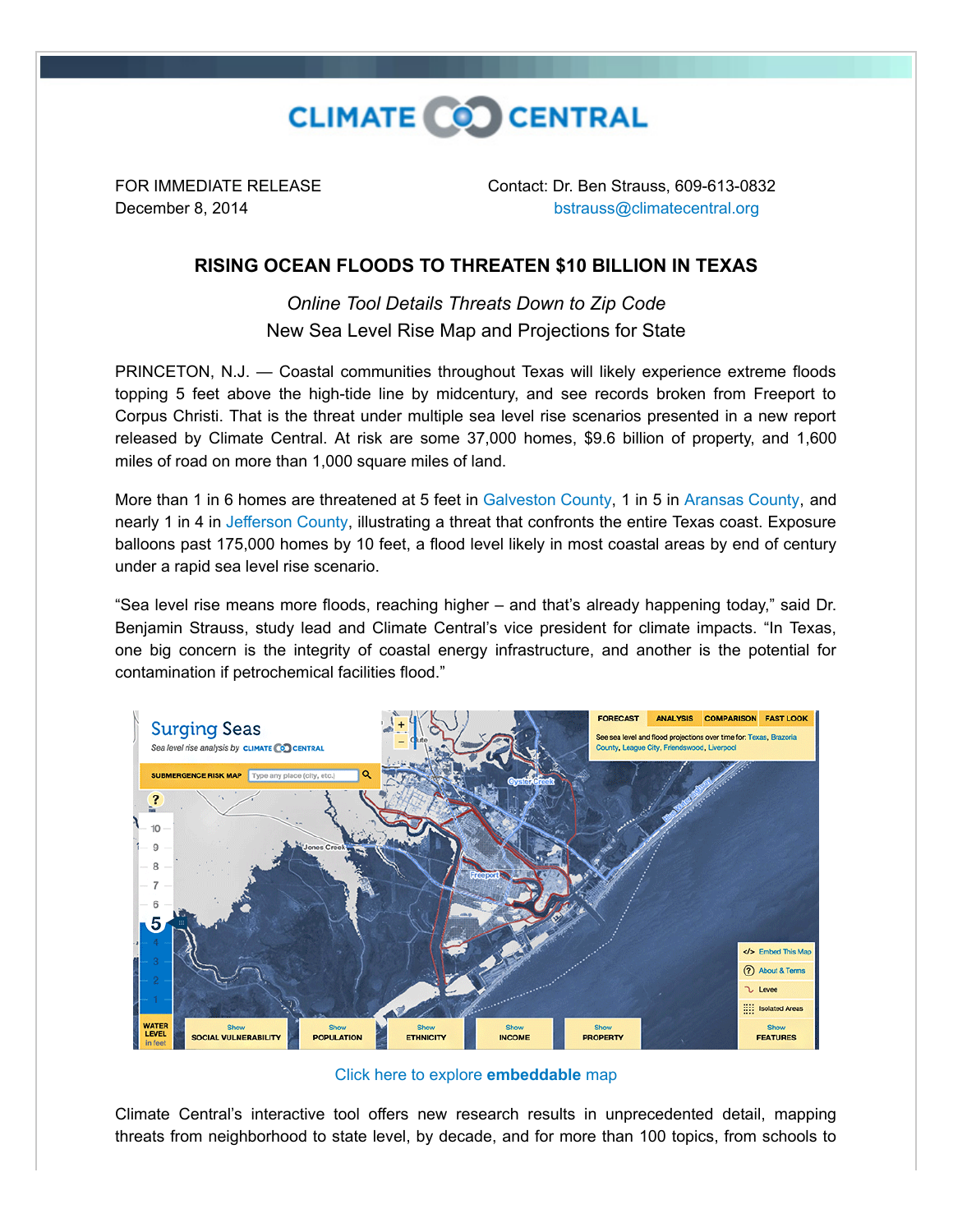CLIMATE CENTRAL

FOR IMMEDIATE RELEASE
December 8, 2014

Contact: Dr. Ben Strauss, 609-613-0832
bstrauss@climatecentral.org

# RISING OCEAN FLOODS TO THREATEN $10 BILLION IN TEXAS

*Online Tool Details Threats Down to Zip Code*

New Sea Level Rise Map and Projections for State

PRINCETON, N.J. — Coastal communities throughout Texas will likely experience extreme floods topping 5 feet above the high-tide line by midcentury, and see records broken from Freeport to Corpus Christi. That is the threat under multiple sea level rise scenarios presented in a new report released by Climate Central. At risk are some 37,000 homes, $9.6 billion of property, and 1,600 miles of road on more than 1,000 square miles of land.

More than 1 in 6 homes are threatened at 5 feet in Galveston County, 1 in 5 in Aransas County, and nearly 1 in 4 in Jefferson County, illustrating a threat that confronts the entire Texas coast. Exposure balloons past 175,000 homes by 10 feet, a flood level likely in most coastal areas by end of century under a rapid sea level rise scenario.

"Sea level rise means more floods, reaching higher – and that's already happening today," said Dr. Benjamin Strauss, study lead and Climate Central's vice president for climate impacts. "In Texas, one big concern is the integrity of coastal energy infrastructure, and another is the potential for contamination if petrochemical facilities flood."

Click here to explore **embeddable** map

Climate Central's interactive tool offers new research results in unprecedented detail, mapping threats from neighborhood to state level, by decade, and for more than 100 topics, from schools to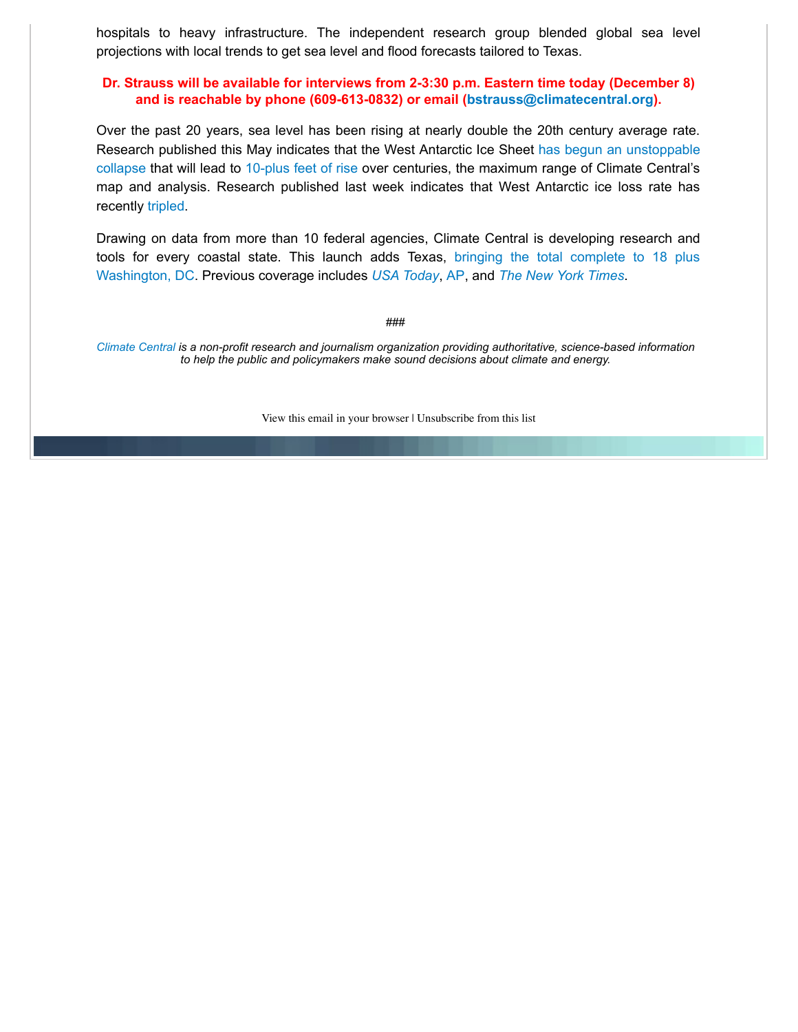hospitals to heavy infrastructure. The independent research group blended global sea level projections with local trends to get sea level and flood forecasts tailored to Texas.

**Dr. Strauss will be available for interviews from 2-3:30 p.m. Eastern time today (December 8) and is reachable by phone (609-613-0832) or email (bstrauss@climatecentral.org).**

Over the past 20 years, sea level has been rising at nearly double the 20th century average rate. Research published this May indicates that the West Antarctic Ice Sheet has begun an unstoppable collapse that will lead to 10-plus feet of rise over centuries, the maximum range of Climate Central's map and analysis. Research published last week indicates that West Antarctic ice loss rate has recently tripled.

Drawing on data from more than 10 federal agencies, Climate Central is developing research and tools for every coastal state. This launch adds Texas, bringing the total complete to 18 plus Washington, DC. Previous coverage includes *USA Today*, AP, and *The New York Times*.

###

*Climate Central is a non-profit research and journalism organization providing authoritative, science-based information to help the public and policymakers make sound decisions about climate and energy.*

View this email in your browser | Unsubscribe from this list